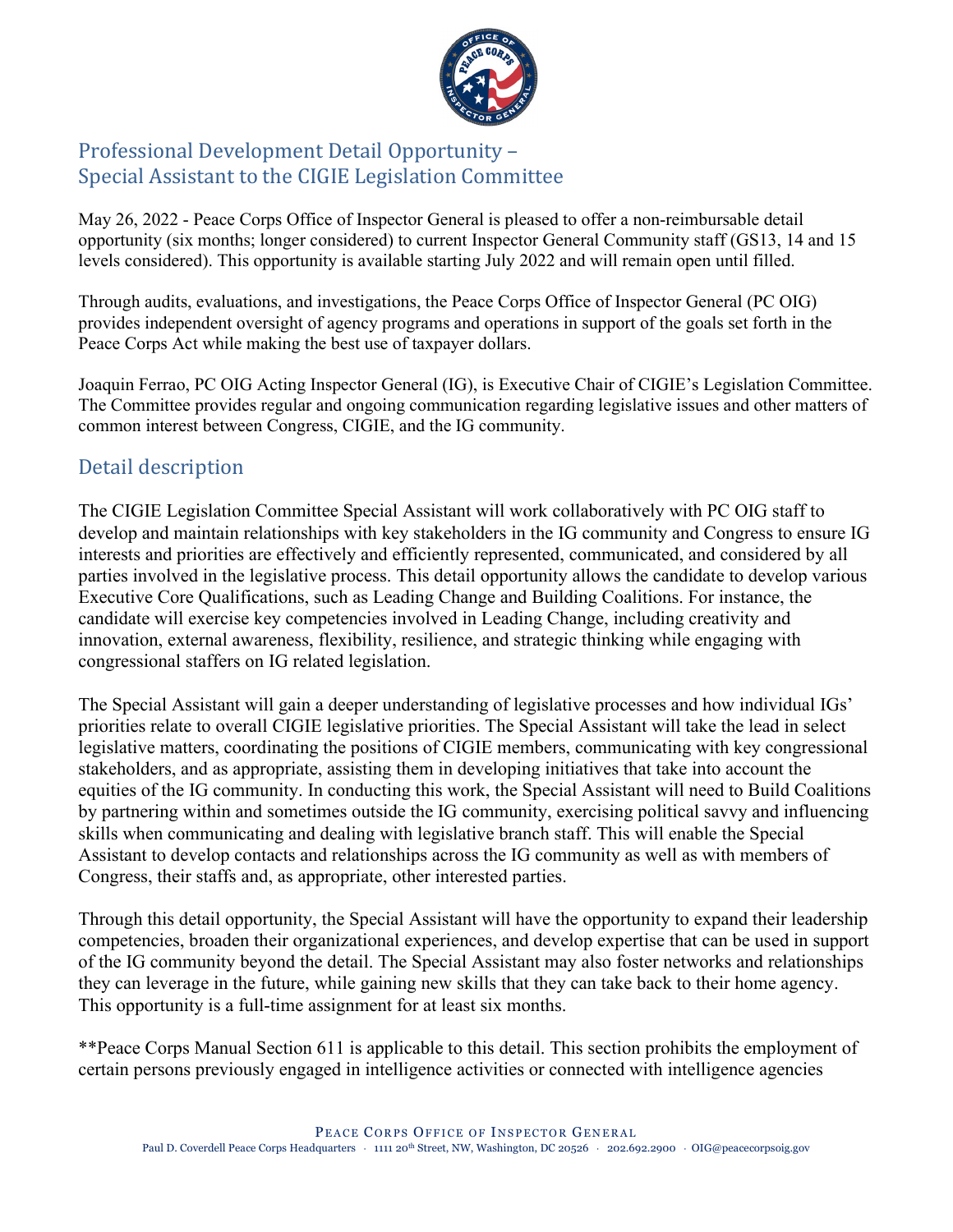# Professional Development Detail Opportunity – Special Assistant to the CIGIE Legislation Committee

May 26, 2022 - Peace Corps Office of Inspector General is pleased to offer a non-reimbursable detail opportunity (six months; longer considered) to current Inspector General Community staff (GS13, 14 and 15 levels considered). This opportunity is available starting July 2022 and will remain open until filled.

Through audits, evaluations, and investigations, the Peace Corps Office of Inspector General (PC OIG) provides independent oversight of agency programs and operations in support of the goals set forth in the Peace Corps Act while making the best use of taxpayer dollars.

Joaquin Ferrao, PC OIG Acting Inspector General (IG), is Executive Chair of CIGIE's Legislation Committee. The Committee provides regular and ongoing communication regarding legislative issues and other matters of common interest between Congress, CIGIE, and the IG community.

## Detail description

The CIGIE Legislation Committee Special Assistant will work collaboratively with PC OIG staff to develop and maintain relationships with key stakeholders in the IG community and Congress to ensure IG interests and priorities are effectively and efficiently represented, communicated, and considered by all parties involved in the legislative process. This detail opportunity allows the candidate to develop various Executive Core Qualifications, such as Leading Change and Building Coalitions. For instance, the candidate will exercise key competencies involved in Leading Change, including creativity and innovation, external awareness, flexibility, resilience, and strategic thinking while engaging with congressional staffers on IG related legislation.

The Special Assistant will gain a deeper understanding of legislative processes and how individual IGs' priorities relate to overall CIGIE legislative priorities. The Special Assistant will take the lead in select legislative matters, coordinating the positions of CIGIE members, communicating with key congressional stakeholders, and as appropriate, assisting them in developing initiatives that take into account the equities of the IG community. In conducting this work, the Special Assistant will need to Build Coalitions by partnering within and sometimes outside the IG community, exercising political savvy and influencing skills when communicating and dealing with legislative branch staff. This will enable the Special Assistant to develop contacts and relationships across the IG community as well as with members of Congress, their staffs and, as appropriate, other interested parties.

Through this detail opportunity, the Special Assistant will have the opportunity to expand their leadership competencies, broaden their organizational experiences, and develop expertise that can be used in support of the IG community beyond the detail. The Special Assistant may also foster networks and relationships they can leverage in the future, while gaining new skills that they can take back to their home agency. This opportunity is a full-time assignment for at least six months.

**Peace Corps Manual Section 611 is applicable to this detail. This section prohibits the employment of certain persons previously engaged in intelligence activities or connected with intelligence agencies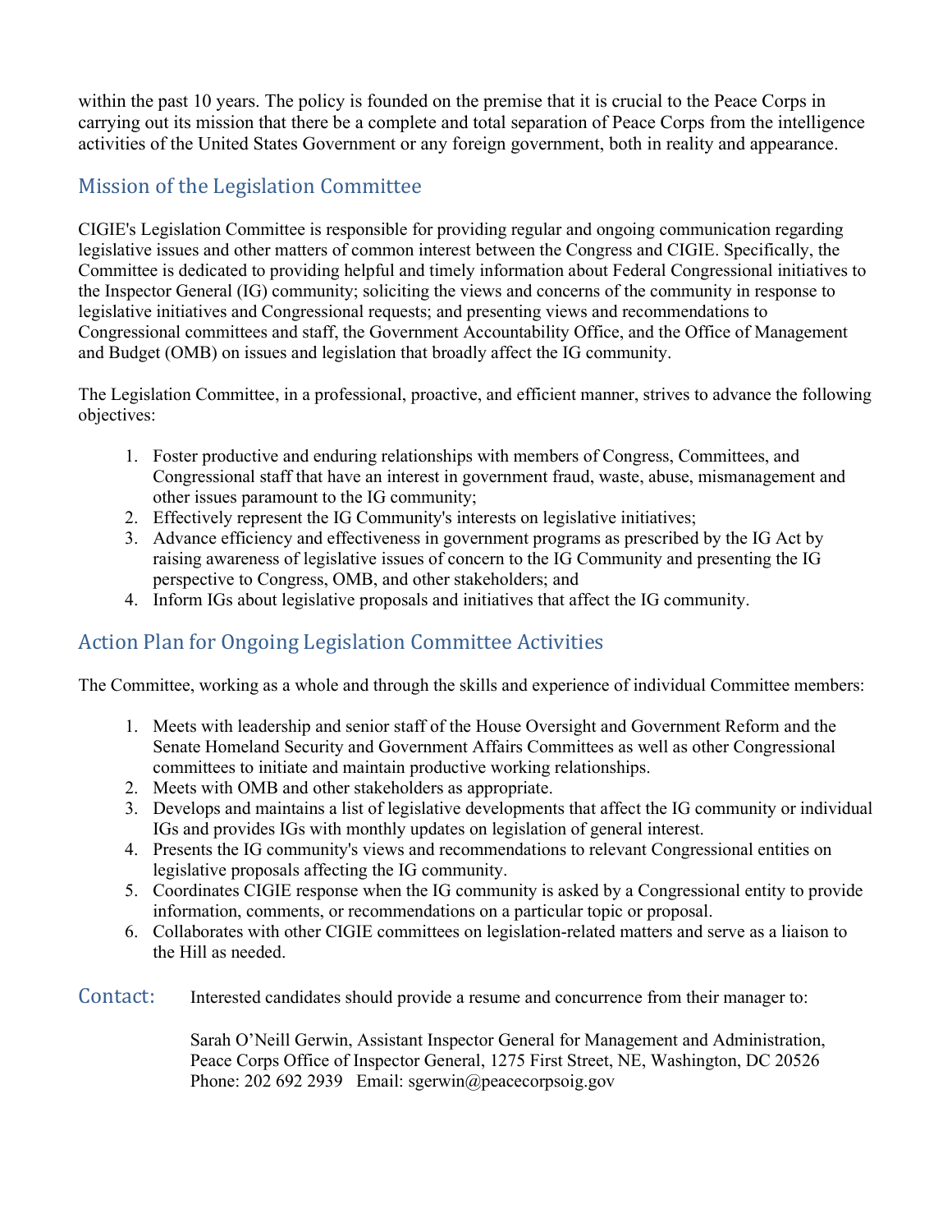within the past 10 years. The policy is founded on the premise that it is crucial to the Peace Corps in carrying out its mission that there be a complete and total separation of Peace Corps from the intelligence activities of the United States Government or any foreign government, both in reality and appearance.

## Mission of the Legislation Committee

CIGIE's Legislation Committee is responsible for providing regular and ongoing communication regarding legislative issues and other matters of common interest between the Congress and CIGIE. Specifically, the Committee is dedicated to providing helpful and timely information about Federal Congressional initiatives to the Inspector General (IG) community; soliciting the views and concerns of the community in response to legislative initiatives and Congressional requests; and presenting views and recommendations to Congressional committees and staff, the Government Accountability Office, and the Office of Management and Budget (OMB) on issues and legislation that broadly affect the IG community.

The Legislation Committee, in a professional, proactive, and efficient manner, strives to advance the following objectives:

1. Foster productive and enduring relationships with members of Congress, Committees, and Congressional staff that have an interest in government fraud, waste, abuse, mismanagement and other issues paramount to the IG community;
2. Effectively represent the IG Community's interests on legislative initiatives;
3. Advance efficiency and effectiveness in government programs as prescribed by the IG Act by raising awareness of legislative issues of concern to the IG Community and presenting the IG perspective to Congress, OMB, and other stakeholders; and
4. Inform IGs about legislative proposals and initiatives that affect the IG community.

## Action Plan for Ongoing Legislation Committee Activities

The Committee, working as a whole and through the skills and experience of individual Committee members:

1. Meets with leadership and senior staff of the House Oversight and Government Reform and the Senate Homeland Security and Government Affairs Committees as well as other Congressional committees to initiate and maintain productive working relationships.
2. Meets with OMB and other stakeholders as appropriate.
3. Develops and maintains a list of legislative developments that affect the IG community or individual IGs and provides IGs with monthly updates on legislation of general interest.
4. Presents the IG community's views and recommendations to relevant Congressional entities on legislative proposals affecting the IG community.
5. Coordinates CIGIE response when the IG community is asked by a Congressional entity to provide information, comments, or recommendations on a particular topic or proposal.
6. Collaborates with other CIGIE committees on legislation-related matters and serve as a liaison to the Hill as needed.

## Contact:

Interested candidates should provide a resume and concurrence from their manager to:

Sarah O'Neill Gerwin, Assistant Inspector General for Management and Administration, Peace Corps Office of Inspector General, 1275 First Street, NE, Washington, DC 20526
Phone: 202 692 2939 Email: sgerwin@peacecorpsoig.gov